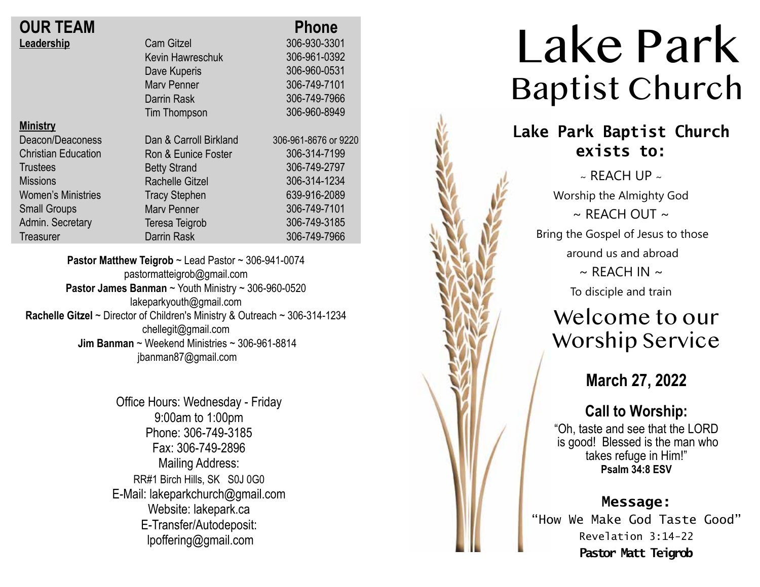## OUR TEAM

| | | Phone |
|---|---|---|
| **Leadership** | Cam Gitzel | 306-930-3301 |
| | Kevin Hawreschuk | 306-961-0392 |
| | Dave Kuperis | 306-960-0531 |
| | Marv Penner | 306-749-7101 |
| | Darrin Rask | 306-749-7966 |
| | Tim Thompson | 306-960-8949 |
| **Ministry** | | |
| Deacon/Deaconess | Dan & Carroll Birkland | 306-961-8676 or 9220 |
| Christian Education | Ron & Eunice Foster | 306-314-7199 |
| Trustees | Betty Strand | 306-749-2797 |
| Missions | Rachelle Gitzel | 306-314-1234 |
| Women's Ministries | Tracy Stephen | 639-916-2089 |
| Small Groups | Marv Penner | 306-749-7101 |
| Admin. Secretary | Teresa Teigrob | 306-749-3185 |
| Treasurer | Darrin Rask | 306-749-7966 |

**Pastor Matthew Teigrob** ~ Lead Pastor ~ 306-941-0074
pastormatteigrob@gmail.com
**Pastor James Banman** ~ Youth Ministry ~ 306-960-0520
lakeparkyouth@gmail.com
**Rachelle Gitzel** ~ Director of Children's Ministry & Outreach ~ 306-314-1234
chellegit@gmail.com
**Jim Banman** ~ Weekend Ministries ~ 306-961-8814
jbanman87@gmail.com

Office Hours: Wednesday - Friday
9:00am to 1:00pm
Phone: 306-749-3185
Fax: 306-749-2896
Mailing Address:
RR#1 Birch Hills, SK S0J 0G0
E-Mail: lakeparkchurch@gmail.com
Website: lakepark.ca
E-Transfer/Autodeposit:
lpoffering@gmail.com

# Lake Park Baptist Church

### Lake Park Baptist Church exists to:

~ REACH UP ~
Worship the Almighty God
~ REACH OUT ~
Bring the Gospel of Jesus to those around us and abroad
~ REACH IN ~
To disciple and train

## Welcome to our Worship Service

### March 27, 2022

### Call to Worship:

"Oh, taste and see that the LORD is good! Blessed is the man who takes refuge in Him!"
**Psalm 34:8 ESV**

### Message:

"How We Make God Taste Good"
Revelation 3:14-22
**Pastor Matt Teigrob**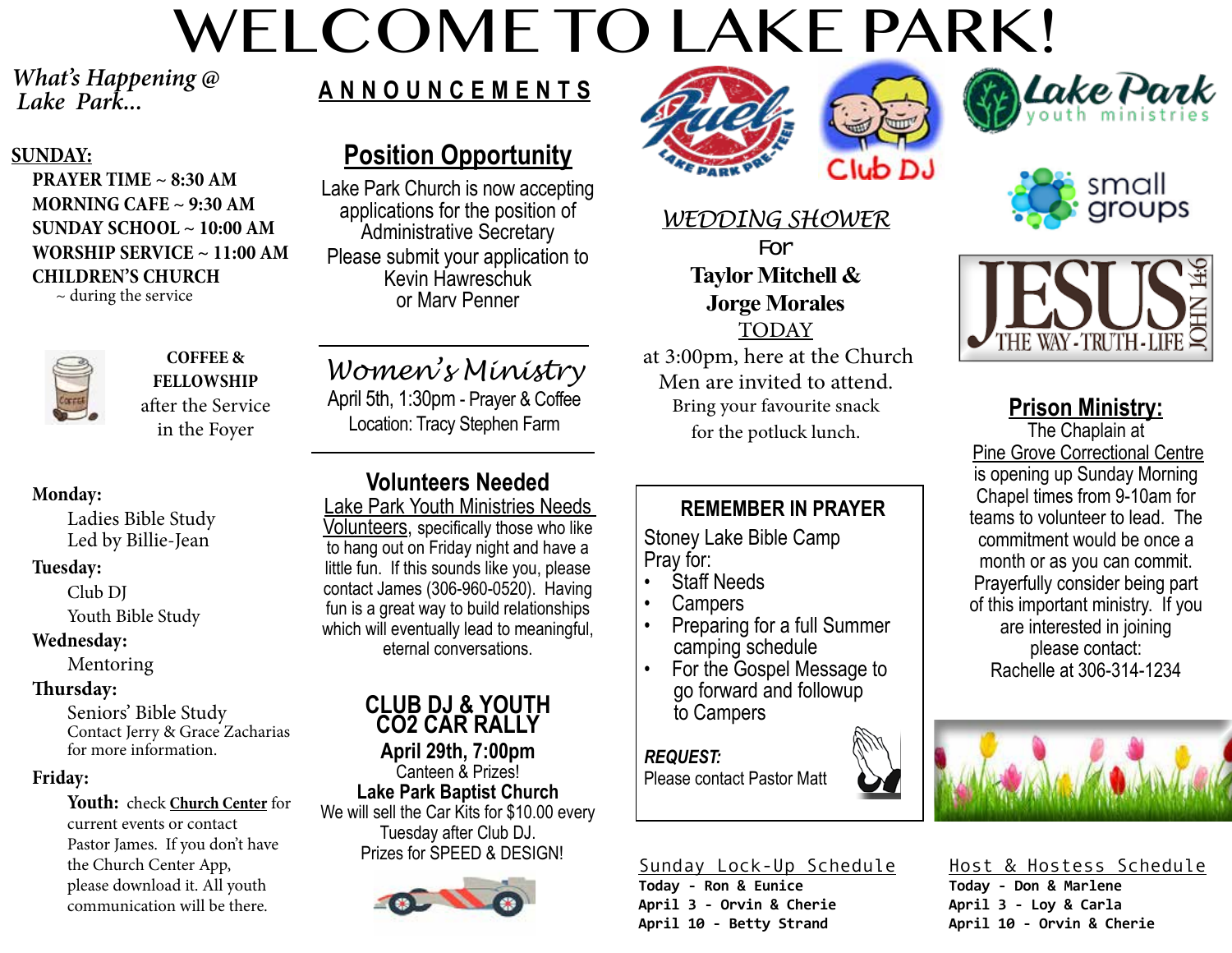# WELCOME TO LAKE PARK!

*What's Happening @ Lake Park...*

**SUNDAY:**

**PRAYER TIME ~ 8:30 AM**
**MORNING CAFE ~ 9:30 AM**
**SUNDAY SCHOOL ~ 10:00 AM**
**WORSHIP SERVICE ~ 11:00 AM**
**CHILDREN'S CHURCH**
~ during the service

**COFFEE & FELLOWSHIP**
after the Service
in the Foyer

**Monday:**
Ladies Bible Study
Led by Billie-Jean

**Tuesday:**
Club DJ
Youth Bible Study

**Wednesday:**
Mentoring

**Thursday:**
Seniors' Bible Study
Contact Jerry & Grace Zacharias for more information.

**Friday:**
**Youth:** check **Church Center** for current events or contact Pastor James. If you don't have the Church Center App, please download it. All youth communication will be there.

## ANNOUNCEMENTS

### Position Opportunity

Lake Park Church is now accepting applications for the position of Administrative Secretary
Please submit your application to
Kevin Hawreschuk
or Marv Penner

### Women's Ministry

April 5th, 1:30pm - Prayer & Coffee
Location: Tracy Stephen Farm

### Volunteers Needed

Lake Park Youth Ministries Needs Volunteers, specifically those who like to hang out on Friday night and have a little fun. If this sounds like you, please contact James (306-960-0520). Having fun is a great way to build relationships which will eventually lead to meaningful, eternal conversations.

### CLUB DJ & YOUTH CO2 CAR RALLY

**April 29th, 7:00pm**
Canteen & Prizes!
**Lake Park Baptist Church**
We will sell the Car Kits for $10.00 every Tuesday after Club DJ.
Prizes for SPEED & DESIGN!

Fuel Lake Park Pre-Teen — Club DJ — Lake Park youth ministries — small groups — JESUS THE WAY · TRUTH · LIFE JOHN 14:6

### WEDDING SHOWER

For
**Taylor Mitchell & Jorge Morales**
TODAY
at 3:00pm, here at the Church
Men are invited to attend.
Bring your favourite snack for the potluck lunch.

### REMEMBER IN PRAYER

Stoney Lake Bible Camp
Pray for:

- Staff Needs
- Campers
- Preparing for a full Summer camping schedule
- For the Gospel Message to go forward and followup to Campers

***REQUEST:***
Please contact Pastor Matt

### Prison Ministry:

The Chaplain at Pine Grove Correctional Centre is opening up Sunday Morning Chapel times from 9-10am for teams to volunteer to lead. The commitment would be once a month or as you can commit. Prayerfully consider being part of this important ministry. If you are interested in joining please contact:
Rachelle at 306-314-1234

### Sunday Lock-Up Schedule

**Today - Ron & Eunice**
**April 3 - Orvin & Cherie**
**April 10 - Betty Strand**

### Host & Hostess Schedule

**Today - Don & Marlene**
**April 3 - Loy & Carla**
**April 10 - Orvin & Cherie**